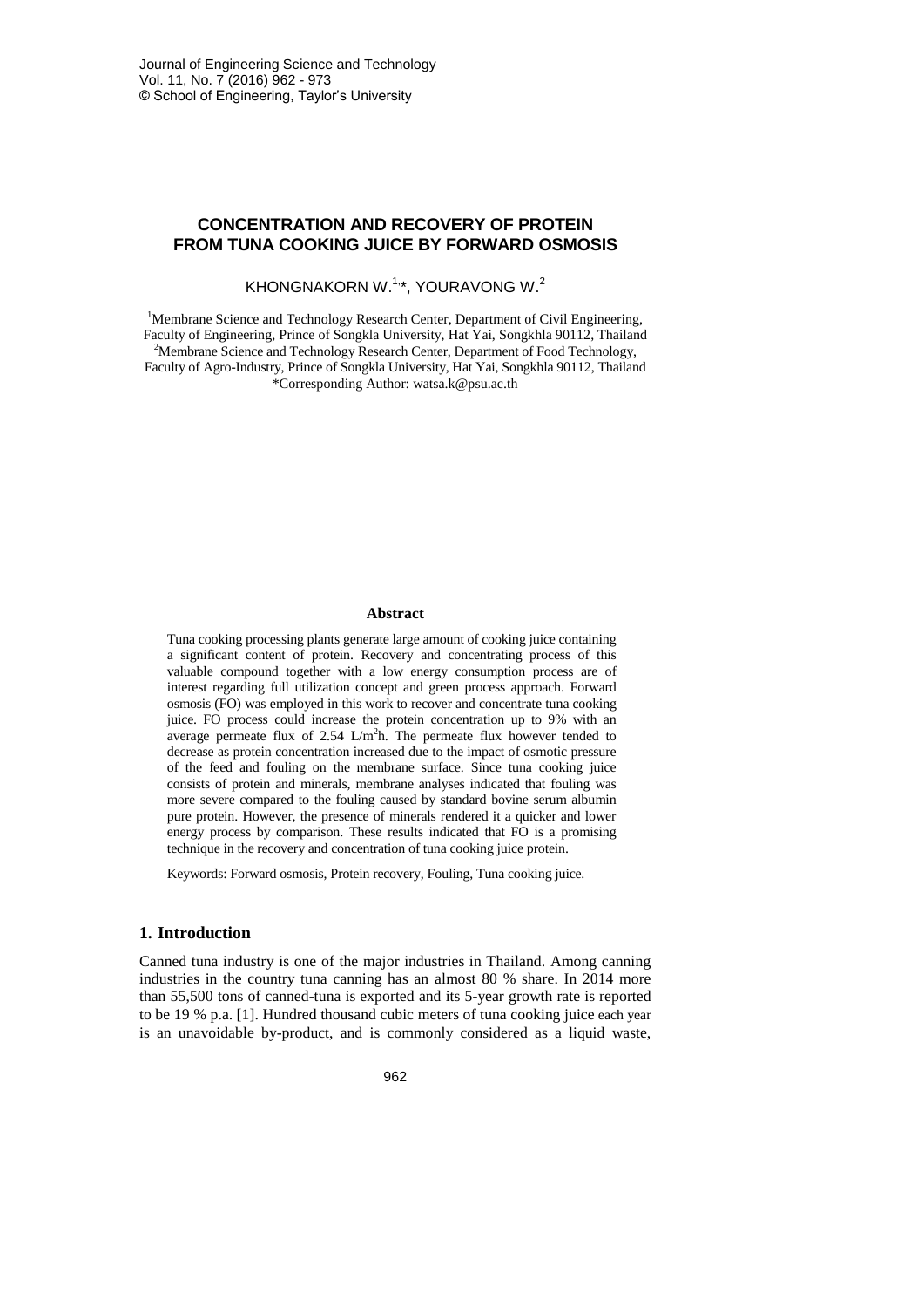# CONCENTRATION AND RECOVERY OF PROTEIN FROM TUNA COOKING JUICE BY FORWARD OSMOSIS

KHONGNAKORN W.[1,*], YOURAVONG W.[2]

[1]Membrane Science and Technology Research Center, Department of Civil Engineering, Faculty of Engineering, Prince of Songkla University, Hat Yai, Songkhla 90112, Thailand
[2]Membrane Science and Technology Research Center, Department of Food Technology, Faculty of Agro-Industry, Prince of Songkla University, Hat Yai, Songkhla 90112, Thailand
*Corresponding Author: watsa.k@psu.ac.th

## Abstract

Tuna cooking processing plants generate large amount of cooking juice containing a significant content of protein. Recovery and concentrating process of this valuable compound together with a low energy consumption process are of interest regarding full utilization concept and green process approach. Forward osmosis (FO) was employed in this work to recover and concentrate tuna cooking juice. FO process could increase the protein concentration up to 9% with an average permeate flux of 2.54 $L/m^2h$. The permeate flux however tended to decrease as protein concentration increased due to the impact of osmotic pressure of the feed and fouling on the membrane surface. Since tuna cooking juice consists of protein and minerals, membrane analyses indicated that fouling was more severe compared to the fouling caused by standard bovine serum albumin pure protein. However, the presence of minerals rendered it a quicker and lower energy process by comparison. These results indicated that FO is a promising technique in the recovery and concentration of tuna cooking juice protein.

Keywords: Forward osmosis, Protein recovery, Fouling, Tuna cooking juice.

## 1. Introduction

Canned tuna industry is one of the major industries in Thailand. Among canning industries in the country tuna canning has an almost 80 % share. In 2014 more than 55,500 tons of canned-tuna is exported and its 5-year growth rate is reported to be 19 % p.a. [1]. Hundred thousand cubic meters of tuna cooking juice each year is an unavoidable by-product, and is commonly considered as a liquid waste,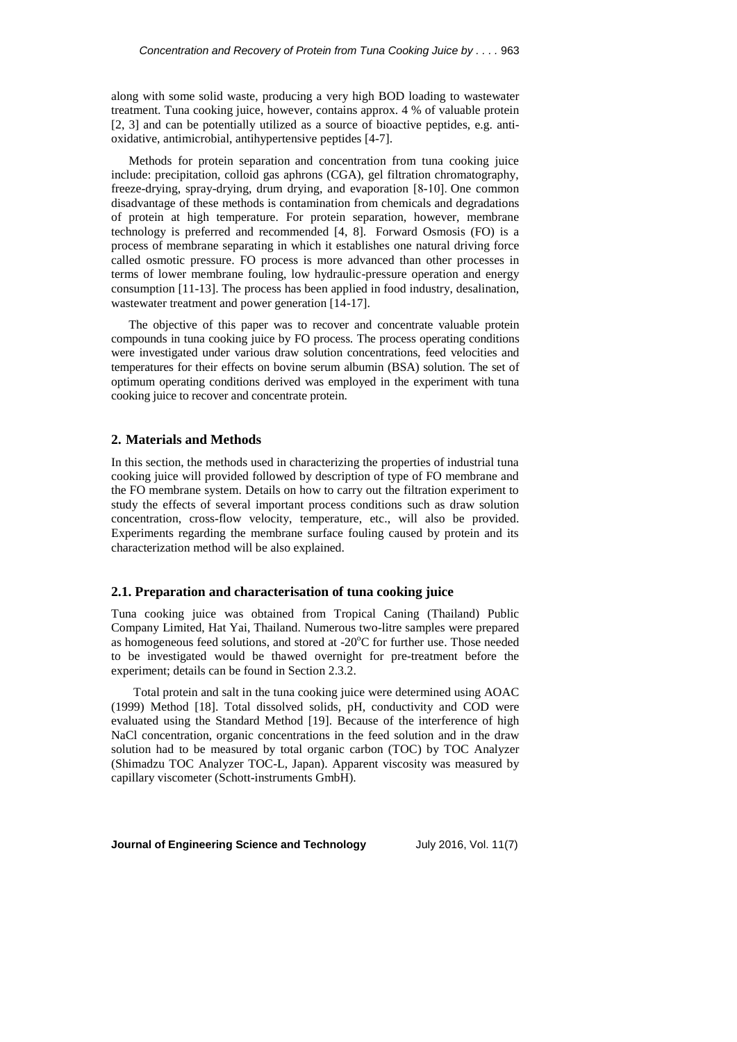along with some solid waste, producing a very high BOD loading to wastewater treatment. Tuna cooking juice, however, contains approx. 4 % of valuable protein [2, 3] and can be potentially utilized as a source of bioactive peptides, e.g. anti-oxidative, antimicrobial, antihypertensive peptides [4-7].

Methods for protein separation and concentration from tuna cooking juice include: precipitation, colloid gas aphrons (CGA), gel filtration chromatography, freeze-drying, spray-drying, drum drying, and evaporation [8-10]. One common disadvantage of these methods is contamination from chemicals and degradations of protein at high temperature. For protein separation, however, membrane technology is preferred and recommended [4, 8]. Forward Osmosis (FO) is a process of membrane separating in which it establishes one natural driving force called osmotic pressure. FO process is more advanced than other processes in terms of lower membrane fouling, low hydraulic-pressure operation and energy consumption [11-13]. The process has been applied in food industry, desalination, wastewater treatment and power generation [14-17].

The objective of this paper was to recover and concentrate valuable protein compounds in tuna cooking juice by FO process. The process operating conditions were investigated under various draw solution concentrations, feed velocities and temperatures for their effects on bovine serum albumin (BSA) solution. The set of optimum operating conditions derived was employed in the experiment with tuna cooking juice to recover and concentrate protein.

## 2. Materials and Methods

In this section, the methods used in characterizing the properties of industrial tuna cooking juice will provided followed by description of type of FO membrane and the FO membrane system. Details on how to carry out the filtration experiment to study the effects of several important process conditions such as draw solution concentration, cross-flow velocity, temperature, etc., will also be provided. Experiments regarding the membrane surface fouling caused by protein and its characterization method will be also explained.

### 2.1. Preparation and characterisation of tuna cooking juice

Tuna cooking juice was obtained from Tropical Caning (Thailand) Public Company Limited, Hat Yai, Thailand. Numerous two-litre samples were prepared as homogeneous feed solutions, and stored at -20°C for further use. Those needed to be investigated would be thawed overnight for pre-treatment before the experiment; details can be found in Section 2.3.2.

Total protein and salt in the tuna cooking juice were determined using AOAC (1999) Method [18]. Total dissolved solids, pH, conductivity and COD were evaluated using the Standard Method [19]. Because of the interference of high NaCl concentration, organic concentrations in the feed solution and in the draw solution had to be measured by total organic carbon (TOC) by TOC Analyzer (Shimadzu TOC Analyzer TOC-L, Japan). Apparent viscosity was measured by capillary viscometer (Schott-instruments GmbH).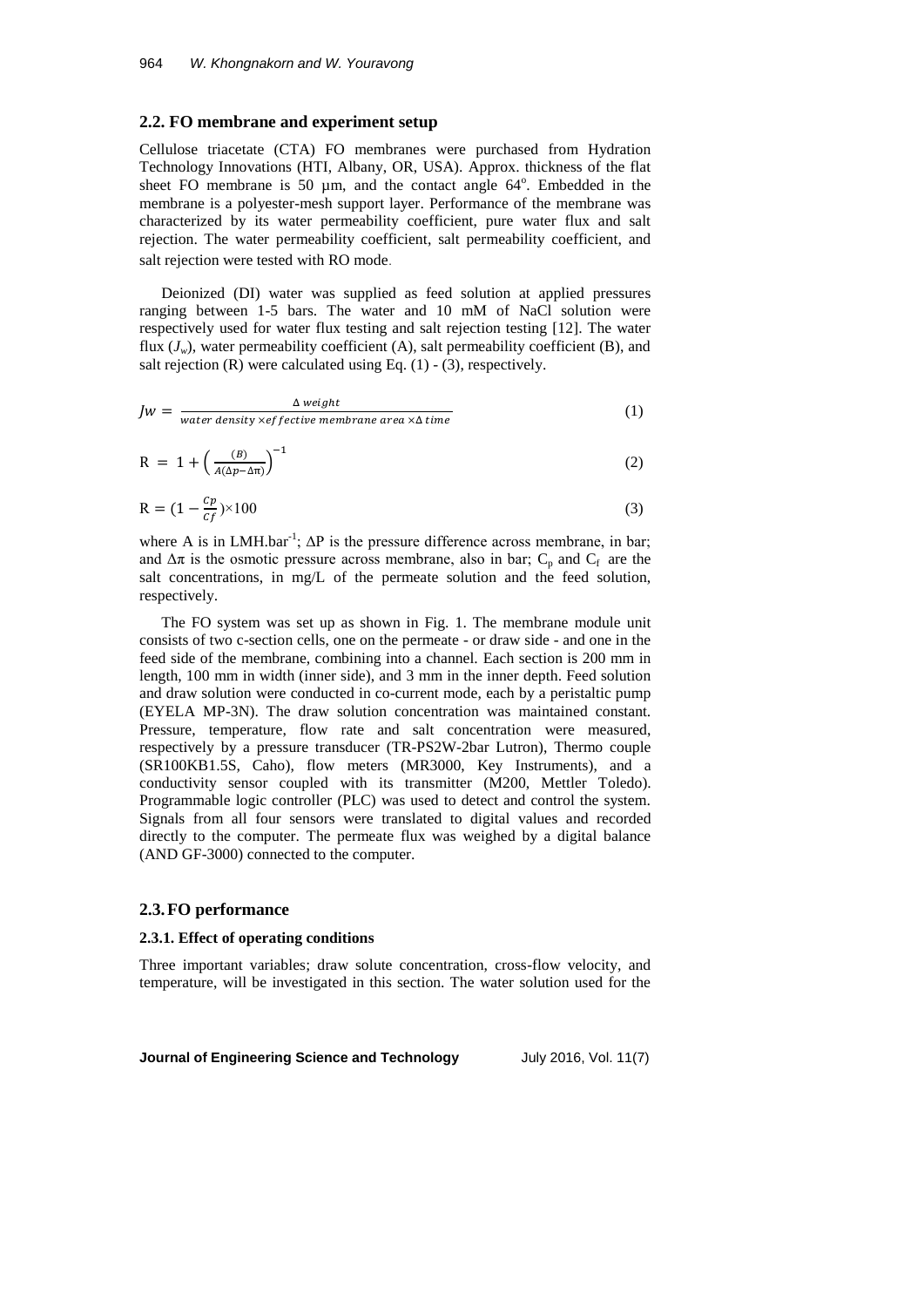## 2.2. FO membrane and experiment setup

Cellulose triacetate (CTA) FO membranes were purchased from Hydration Technology Innovations (HTI, Albany, OR, USA). Approx. thickness of the flat sheet FO membrane is 50 µm, and the contact angle 64°. Embedded in the membrane is a polyester-mesh support layer. Performance of the membrane was characterized by its water permeability coefficient, pure water flux and salt rejection. The water permeability coefficient, salt permeability coefficient, and salt rejection were tested with RO mode.

Deionized (DI) water was supplied as feed solution at applied pressures ranging between 1-5 bars. The water and 10 mM of NaCl solution were respectively used for water flux testing and salt rejection testing [12]. The water flux ($J_w$), water permeability coefficient (A), salt permeability coefficient (B), and salt rejection (R) were calculated using Eq. (1) - (3), respectively.

$$Jw = \frac{\Delta\, weight}{water\ density \times effective\ membrane\ area \times \Delta\, time} \quad (1)$$

$$\mathrm{R} = 1 + \left(\frac{(B)}{A(\Delta p - \Delta \pi)}\right)^{-1} \quad (2)$$

$$\mathrm{R} = (1 - \frac{Cp}{Cf}) \times 100 \quad (3)$$

where A is in LMH.bar$^{-1}$; $\Delta P$ is the pressure difference across membrane, in bar; and $\Delta\pi$ is the osmotic pressure across membrane, also in bar; $C_p$ and $C_f$ are the salt concentrations, in mg/L of the permeate solution and the feed solution, respectively.

The FO system was set up as shown in Fig. 1. The membrane module unit consists of two c-section cells, one on the permeate - or draw side - and one in the feed side of the membrane, combining into a channel. Each section is 200 mm in length, 100 mm in width (inner side), and 3 mm in the inner depth. Feed solution and draw solution were conducted in co-current mode, each by a peristaltic pump (EYELA MP-3N). The draw solution concentration was maintained constant. Pressure, temperature, flow rate and salt concentration were measured, respectively by a pressure transducer (TR-PS2W-2bar Lutron), Thermo couple (SR100KB1.5S, Caho), flow meters (MR3000, Key Instruments), and a conductivity sensor coupled with its transmitter (M200, Mettler Toledo). Programmable logic controller (PLC) was used to detect and control the system. Signals from all four sensors were translated to digital values and recorded directly to the computer. The permeate flux was weighed by a digital balance (AND GF-3000) connected to the computer.

## 2.3. FO performance

### 2.3.1. Effect of operating conditions

Three important variables; draw solute concentration, cross-flow velocity, and temperature, will be investigated in this section. The water solution used for the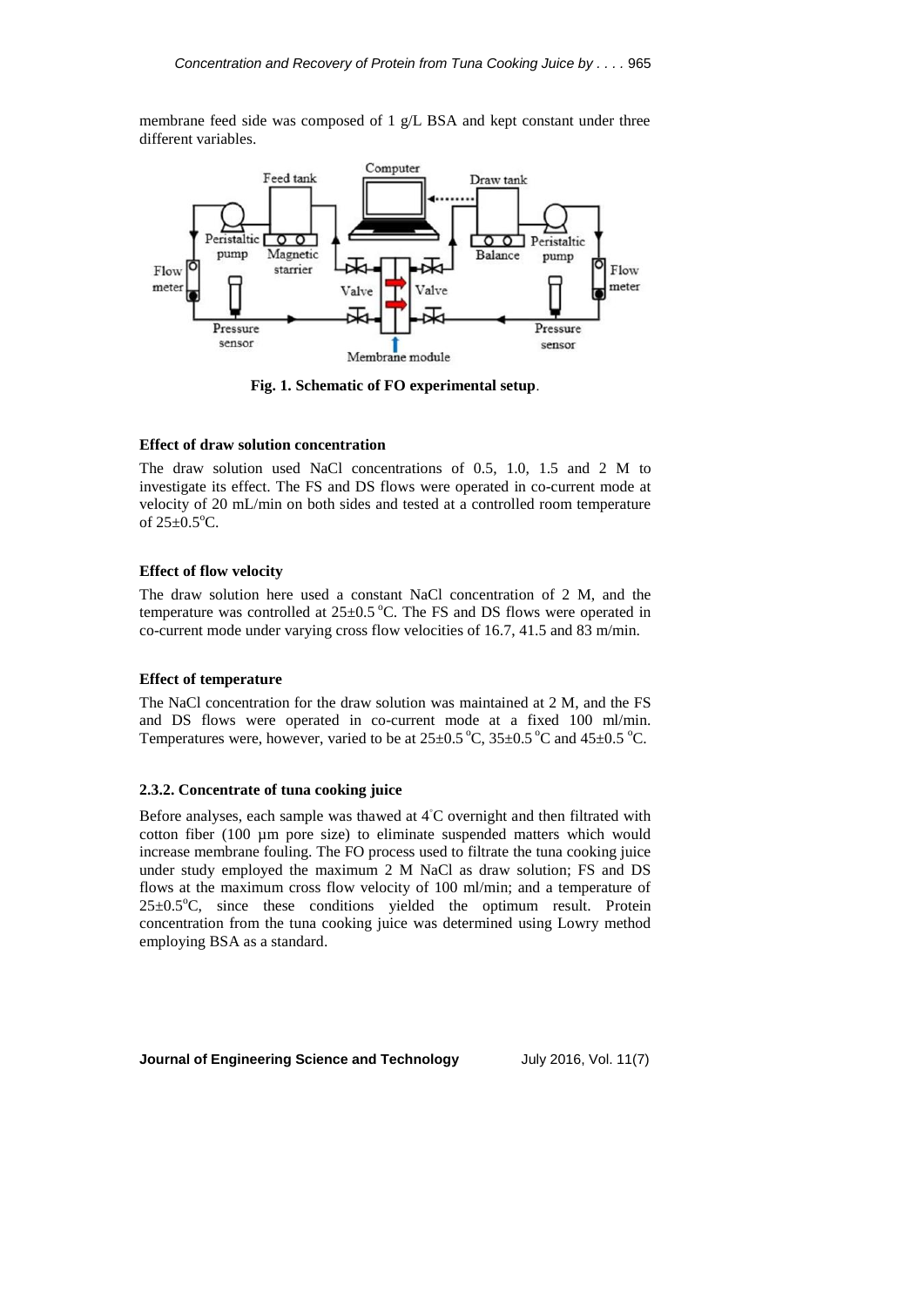membrane feed side was composed of 1 g/L BSA and kept constant under three different variables.

**Fig. 1. Schematic of FO experimental setup**.

**Effect of draw solution concentration**

The draw solution used NaCl concentrations of 0.5, 1.0, 1.5 and 2 M to investigate its effect. The FS and DS flows were operated in co-current mode at velocity of 20 mL/min on both sides and tested at a controlled room temperature of 25±0.5°C.

**Effect of flow velocity**

The draw solution here used a constant NaCl concentration of 2 M, and the temperature was controlled at 25±0.5 °C. The FS and DS flows were operated in co-current mode under varying cross flow velocities of 16.7, 41.5 and 83 m/min.

**Effect of temperature**

The NaCl concentration for the draw solution was maintained at 2 M, and the FS and DS flows were operated in co-current mode at a fixed 100 ml/min. Temperatures were, however, varied to be at 25±0.5 °C, 35±0.5 °C and 45±0.5 °C.

**2.3.2. Concentrate of tuna cooking juice**

Before analyses, each sample was thawed at 4°C overnight and then filtrated with cotton fiber (100 µm pore size) to eliminate suspended matters which would increase membrane fouling. The FO process used to filtrate the tuna cooking juice under study employed the maximum 2 M NaCl as draw solution; FS and DS flows at the maximum cross flow velocity of 100 ml/min; and a temperature of 25±0.5°C, since these conditions yielded the optimum result. Protein concentration from the tuna cooking juice was determined using Lowry method employing BSA as a standard.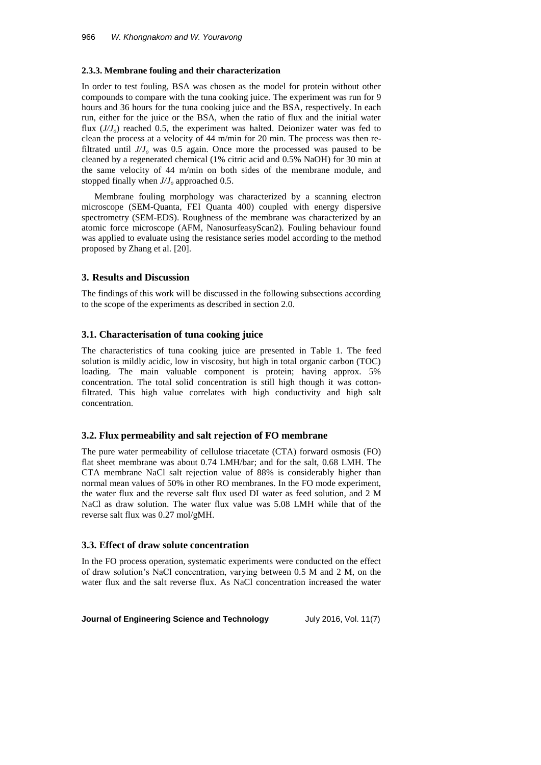#### 2.3.3. Membrane fouling and their characterization

In order to test fouling, BSA was chosen as the model for protein without other compounds to compare with the tuna cooking juice. The experiment was run for 9 hours and 36 hours for the tuna cooking juice and the BSA, respectively. In each run, either for the juice or the BSA, when the ratio of flux and the initial water flux ($J/J_o$) reached 0.5, the experiment was halted. Deionizer water was fed to clean the process at a velocity of 44 m/min for 20 min. The process was then re-filtrated until $J/J_o$ was 0.5 again. Once more the processed was paused to be cleaned by a regenerated chemical (1% citric acid and 0.5% NaOH) for 30 min at the same velocity of 44 m/min on both sides of the membrane module, and stopped finally when $J/J_o$ approached 0.5.

Membrane fouling morphology was characterized by a scanning electron microscope (SEM-Quanta, FEI Quanta 400) coupled with energy dispersive spectrometry (SEM-EDS). Roughness of the membrane was characterized by an atomic force microscope (AFM, NanosurfeasyScan2). Fouling behaviour found was applied to evaluate using the resistance series model according to the method proposed by Zhang et al. [20].

## 3. Results and Discussion

The findings of this work will be discussed in the following subsections according to the scope of the experiments as described in section 2.0.

### 3.1. Characterisation of tuna cooking juice

The characteristics of tuna cooking juice are presented in Table 1. The feed solution is mildly acidic, low in viscosity, but high in total organic carbon (TOC) loading. The main valuable component is protein; having approx. 5% concentration. The total solid concentration is still high though it was cotton-filtrated. This high value correlates with high conductivity and high salt concentration.

### 3.2. Flux permeability and salt rejection of FO membrane

The pure water permeability of cellulose triacetate (CTA) forward osmosis (FO) flat sheet membrane was about 0.74 LMH/bar; and for the salt, 0.68 LMH. The CTA membrane NaCl salt rejection value of 88% is considerably higher than normal mean values of 50% in other RO membranes. In the FO mode experiment, the water flux and the reverse salt flux used DI water as feed solution, and 2 M NaCl as draw solution. The water flux value was 5.08 LMH while that of the reverse salt flux was 0.27 mol/gMH.

### 3.3. Effect of draw solute concentration

In the FO process operation, systematic experiments were conducted on the effect of draw solution's NaCl concentration, varying between 0.5 M and 2 M, on the water flux and the salt reverse flux. As NaCl concentration increased the water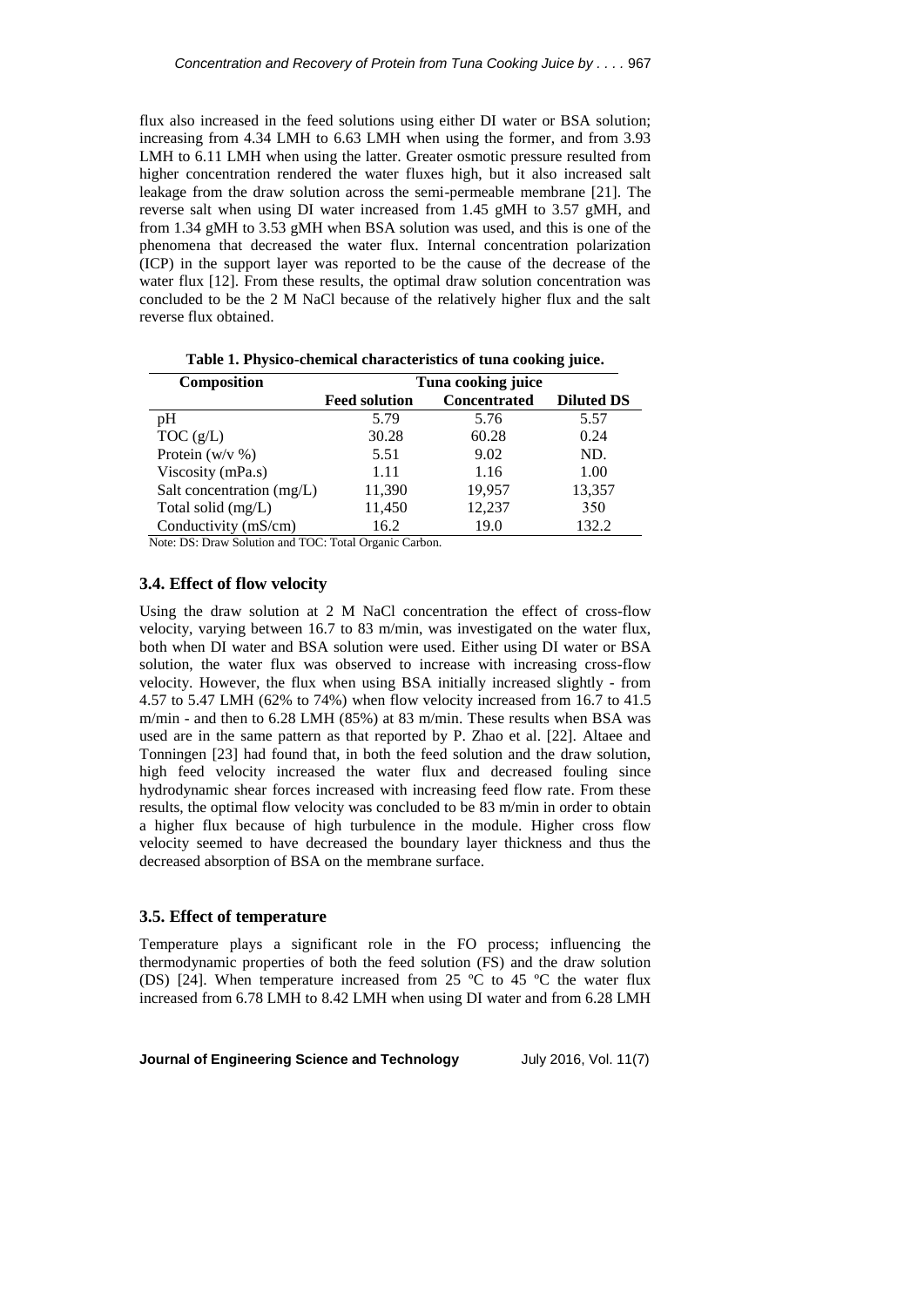flux also increased in the feed solutions using either DI water or BSA solution; increasing from 4.34 LMH to 6.63 LMH when using the former, and from 3.93 LMH to 6.11 LMH when using the latter. Greater osmotic pressure resulted from higher concentration rendered the water fluxes high, but it also increased salt leakage from the draw solution across the semi-permeable membrane [21]. The reverse salt when using DI water increased from 1.45 gMH to 3.57 gMH, and from 1.34 gMH to 3.53 gMH when BSA solution was used, and this is one of the phenomena that decreased the water flux. Internal concentration polarization (ICP) in the support layer was reported to be the cause of the decrease of the water flux [12]. From these results, the optimal draw solution concentration was concluded to be the 2 M NaCl because of the relatively higher flux and the salt reverse flux obtained.

**Table 1. Physico-chemical characteristics of tuna cooking juice.**

| Composition | Tuna cooking juice | | |
|---|---|---|---|
| | **Feed solution** | **Concentrated** | **Diluted DS** |
| pH | 5.79 | 5.76 | 5.57 |
| TOC (g/L) | 30.28 | 60.28 | 0.24 |
| Protein (w/v %) | 5.51 | 9.02 | ND. |
| Viscosity (mPa.s) | 1.11 | 1.16 | 1.00 |
| Salt concentration (mg/L) | 11,390 | 19,957 | 13,357 |
| Total solid (mg/L) | 11,450 | 12,237 | 350 |
| Conductivity (mS/cm) | 16.2 | 19.0 | 132.2 |

Note: DS: Draw Solution and TOC: Total Organic Carbon.

### 3.4. Effect of flow velocity

Using the draw solution at 2 M NaCl concentration the effect of cross-flow velocity, varying between 16.7 to 83 m/min, was investigated on the water flux, both when DI water and BSA solution were used. Either using DI water or BSA solution, the water flux was observed to increase with increasing cross-flow velocity. However, the flux when using BSA initially increased slightly - from 4.57 to 5.47 LMH (62% to 74%) when flow velocity increased from 16.7 to 41.5 m/min - and then to 6.28 LMH (85%) at 83 m/min. These results when BSA was used are in the same pattern as that reported by P. Zhao et al. [22]. Altaee and Tonningen [23] had found that, in both the feed solution and the draw solution, high feed velocity increased the water flux and decreased fouling since hydrodynamic shear forces increased with increasing feed flow rate. From these results, the optimal flow velocity was concluded to be 83 m/min in order to obtain a higher flux because of high turbulence in the module. Higher cross flow velocity seemed to have decreased the boundary layer thickness and thus the decreased absorption of BSA on the membrane surface.

### 3.5. Effect of temperature

Temperature plays a significant role in the FO process; influencing the thermodynamic properties of both the feed solution (FS) and the draw solution (DS) [24]. When temperature increased from 25 ºC to 45 ºC the water flux increased from 6.78 LMH to 8.42 LMH when using DI water and from 6.28 LMH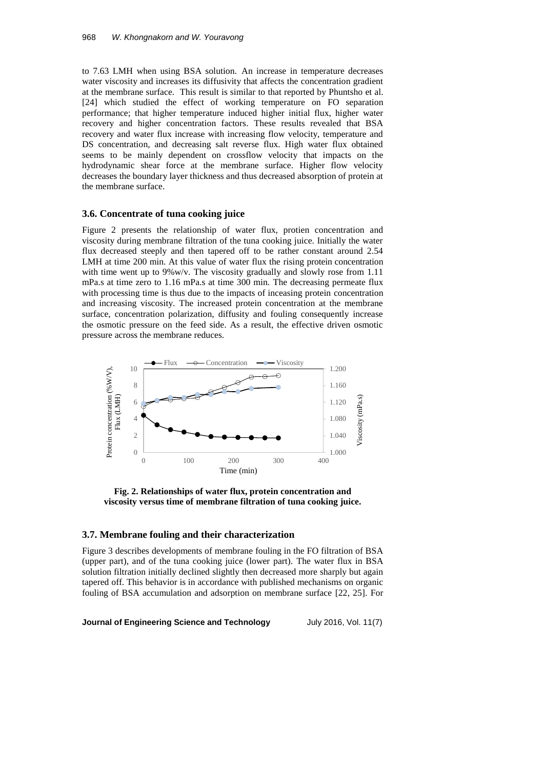to 7.63 LMH when using BSA solution. An increase in temperature decreases water viscosity and increases its diffusivity that affects the concentration gradient at the membrane surface. This result is similar to that reported by Phuntsho et al. [24] which studied the effect of working temperature on FO separation performance; that higher temperature induced higher initial flux, higher water recovery and higher concentration factors. These results revealed that BSA recovery and water flux increase with increasing flow velocity, temperature and DS concentration, and decreasing salt reverse flux. High water flux obtained seems to be mainly dependent on crossflow velocity that impacts on the hydrodynamic shear force at the membrane surface. Higher flow velocity decreases the boundary layer thickness and thus decreased absorption of protein at the membrane surface.

### 3.6. Concentrate of tuna cooking juice

Figure 2 presents the relationship of water flux, protien concentration and viscosity during membrane filtration of the tuna cooking juice. Initially the water flux decreased steeply and then tapered off to be rather constant around 2.54 LMH at time 200 min. At this value of water flux the rising protein concentration with time went up to 9%w/v. The viscosity gradually and slowly rose from 1.11 mPa.s at time zero to 1.16 mPa.s at time 300 min. The decreasing permeate flux with processing time is thus due to the impacts of inceasing protein concentration and increasing viscosity. The increased protein concentration at the membrane surface, concentration polarization, diffusity and fouling consequently increase the osmotic pressure on the feed side. As a result, the effective driven osmotic pressure across the membrane reduces.

**Fig. 2. Relationships of water flux, protein concentration and viscosity versus time of membrane filtration of tuna cooking juice.**

### 3.7. Membrane fouling and their characterization

Figure 3 describes developments of membrane fouling in the FO filtration of BSA (upper part), and of the tuna cooking juice (lower part). The water flux in BSA solution filtration initially declined slightly then decreased more sharply but again tapered off. This behavior is in accordance with published mechanisms on organic fouling of BSA accumulation and adsorption on membrane surface [22, 25]. For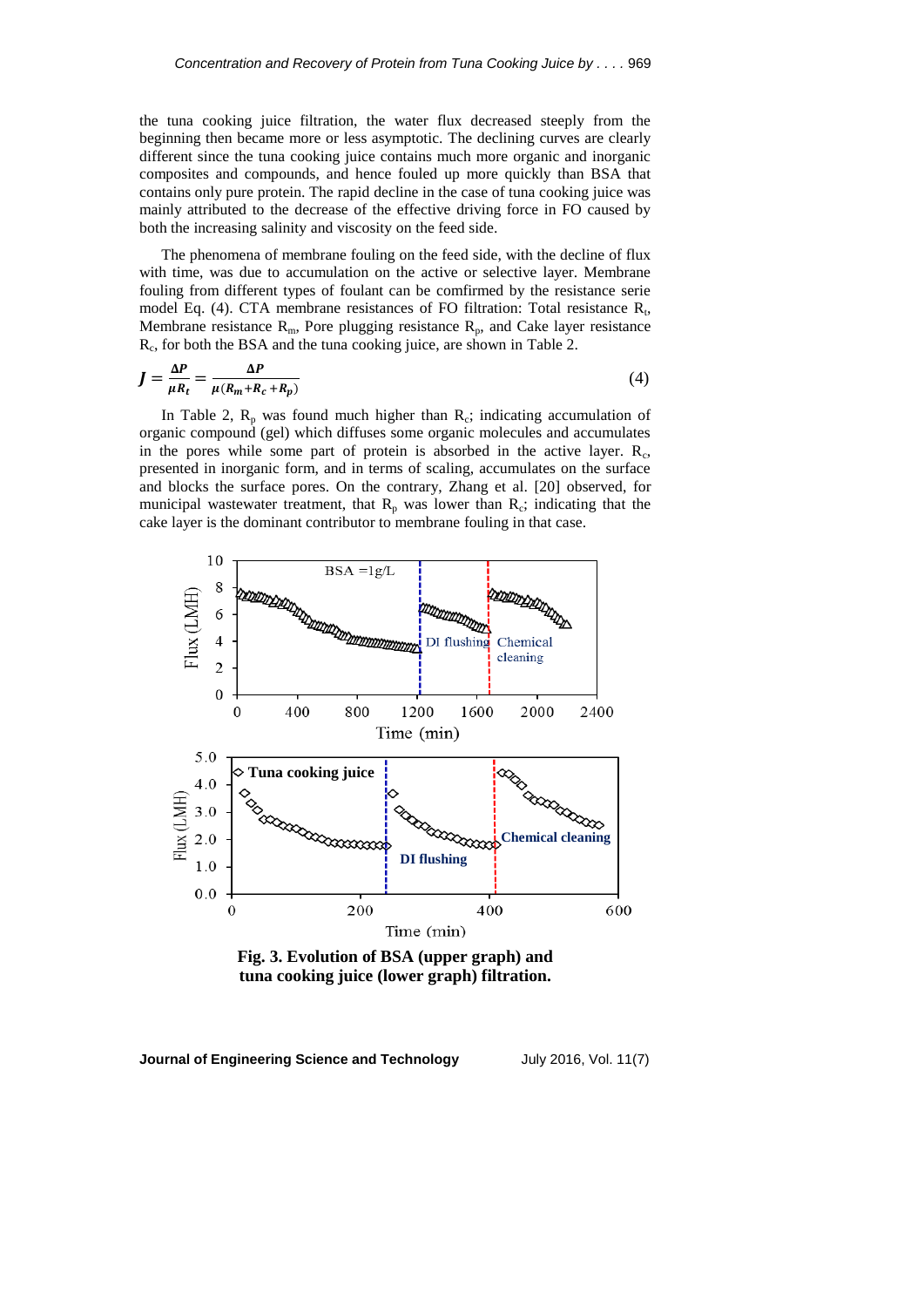the tuna cooking juice filtration, the water flux decreased steeply from the beginning then became more or less asymptotic. The declining curves are clearly different since the tuna cooking juice contains much more organic and inorganic composites and compounds, and hence fouled up more quickly than BSA that contains only pure protein. The rapid decline in the case of tuna cooking juice was mainly attributed to the decrease of the effective driving force in FO caused by both the increasing salinity and viscosity on the feed side.

The phenomena of membrane fouling on the feed side, with the decline of flux with time, was due to accumulation on the active or selective layer. Membrane fouling from different types of foulant can be comfirmed by the resistance serie model Eq. (4). CTA membrane resistances of FO filtration: Total resistance $R_t$, Membrane resistance $R_m$, Pore plugging resistance $R_p$, and Cake layer resistance $R_c$, for both the BSA and the tuna cooking juice, are shown in Table 2.

$$J = \frac{\Delta P}{\mu R_t} = \frac{\Delta P}{\mu (R_m + R_c + R_p)} \tag{4}$$

In Table 2, $R_p$ was found much higher than $R_c$; indicating accumulation of organic compound (gel) which diffuses some organic molecules and accumulates in the pores while some part of protein is absorbed in the active layer. $R_c$, presented in inorganic form, and in terms of scaling, accumulates on the surface and blocks the surface pores. On the contrary, Zhang et al. [20] observed, for municipal wastewater treatment, that $R_p$ was lower than $R_c$; indicating that the cake layer is the dominant contributor to membrane fouling in that case.

**Fig. 3. Evolution of BSA (upper graph) and tuna cooking juice (lower graph) filtration.**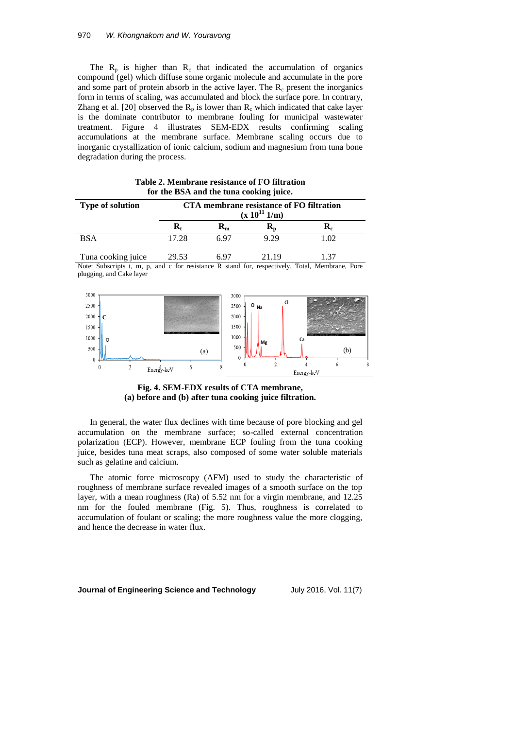The $R_p$ is higher than $R_c$ that indicated the accumulation of organics compound (gel) which diffuse some organic molecule and accumulate in the pore and some part of protein absorb in the active layer. The $R_c$ present the inorganics form in terms of scaling, was accumulated and block the surface pore. In contrary, Zhang et al. [20] observed the $R_p$ is lower than $R_c$ which indicated that cake layer is the dominate contributor to membrane fouling for municipal wastewater treatment. Figure 4 illustrates SEM-EDX results confirming scaling accumulations at the membrane surface. Membrane scaling occurs due to inorganic crystallization of ionic calcium, sodium and magnesium from tuna bone degradation during the process.

**Table 2. Membrane resistance of FO filtration for the BSA and the tuna cooking juice.**

| Type of solution | CTA membrane resistance of FO filtration ($x\ 10^{11}$ 1/m) | | | |
|---|---|---|---|---|
| | $R_t$ | $R_m$ | $R_p$ | $R_c$ |
| BSA | 17.28 | 6.97 | 9.29 | 1.02 |
| Tuna cooking juice | 29.53 | 6.97 | 21.19 | 1.37 |

Note: Subscripts t, m, p, and c for resistance R stand for, respectively, Total, Membrane, Pore plugging, and Cake layer

**Fig. 4. SEM-EDX results of CTA membrane, (a) before and (b) after tuna cooking juice filtration.**

In general, the water flux declines with time because of pore blocking and gel accumulation on the membrane surface; so-called external concentration polarization (ECP). However, membrane ECP fouling from the tuna cooking juice, besides tuna meat scraps, also composed of some water soluble materials such as gelatine and calcium.

The atomic force microscopy (AFM) used to study the characteristic of roughness of membrane surface revealed images of a smooth surface on the top layer, with a mean roughness (Ra) of 5.52 nm for a virgin membrane, and 12.25 nm for the fouled membrane (Fig. 5). Thus, roughness is correlated to accumulation of foulant or scaling; the more roughness value the more clogging, and hence the decrease in water flux.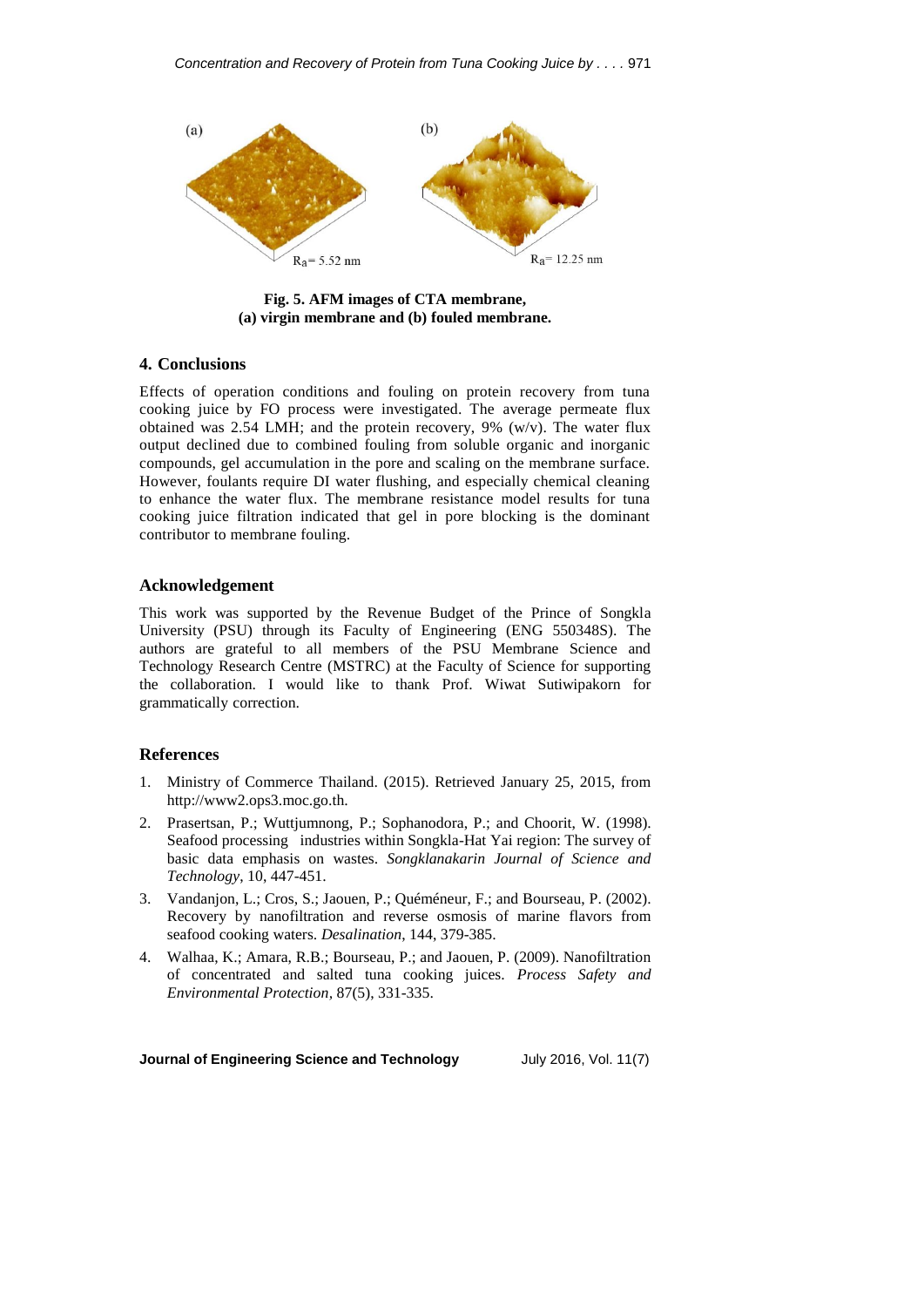(a) $R_a$= 5.52 nm

(b) $R_a$= 12.25 nm

**Fig. 5. AFM images of CTA membrane, (a) virgin membrane and (b) fouled membrane.**

## 4. Conclusions

Effects of operation conditions and fouling on protein recovery from tuna cooking juice by FO process were investigated. The average permeate flux obtained was 2.54 LMH; and the protein recovery, 9% (w/v). The water flux output declined due to combined fouling from soluble organic and inorganic compounds, gel accumulation in the pore and scaling on the membrane surface. However, foulants require DI water flushing, and especially chemical cleaning to enhance the water flux. The membrane resistance model results for tuna cooking juice filtration indicated that gel in pore blocking is the dominant contributor to membrane fouling.

## Acknowledgement

This work was supported by the Revenue Budget of the Prince of Songkla University (PSU) through its Faculty of Engineering (ENG 550348S). The authors are grateful to all members of the PSU Membrane Science and Technology Research Centre (MSTRC) at the Faculty of Science for supporting the collaboration. I would like to thank Prof. Wiwat Sutiwipakorn for grammatically correction.

## References

1. Ministry of Commerce Thailand. (2015). Retrieved January 25, 2015, from http://www2.ops3.moc.go.th.
2. Prasertsan, P.; Wuttjumnong, P.; Sophanodora, P.; and Choorit, W. (1998). Seafood processing industries within Songkla-Hat Yai region: The survey of basic data emphasis on wastes. *Songklanakarin Journal of Science and Technology*, 10, 447-451.
3. Vandanjon, L.; Cros, S.; Jaouen, P.; Quéméneur, F.; and Bourseau, P. (2002). Recovery by nanofiltration and reverse osmosis of marine flavors from seafood cooking waters. *Desalination*, 144, 379-385.
4. Walhaa, K.; Amara, R.B.; Bourseau, P.; and Jaouen, P. (2009). Nanofiltration of concentrated and salted tuna cooking juices. *Process Safety and Environmental Protection*, 87(5), 331-335.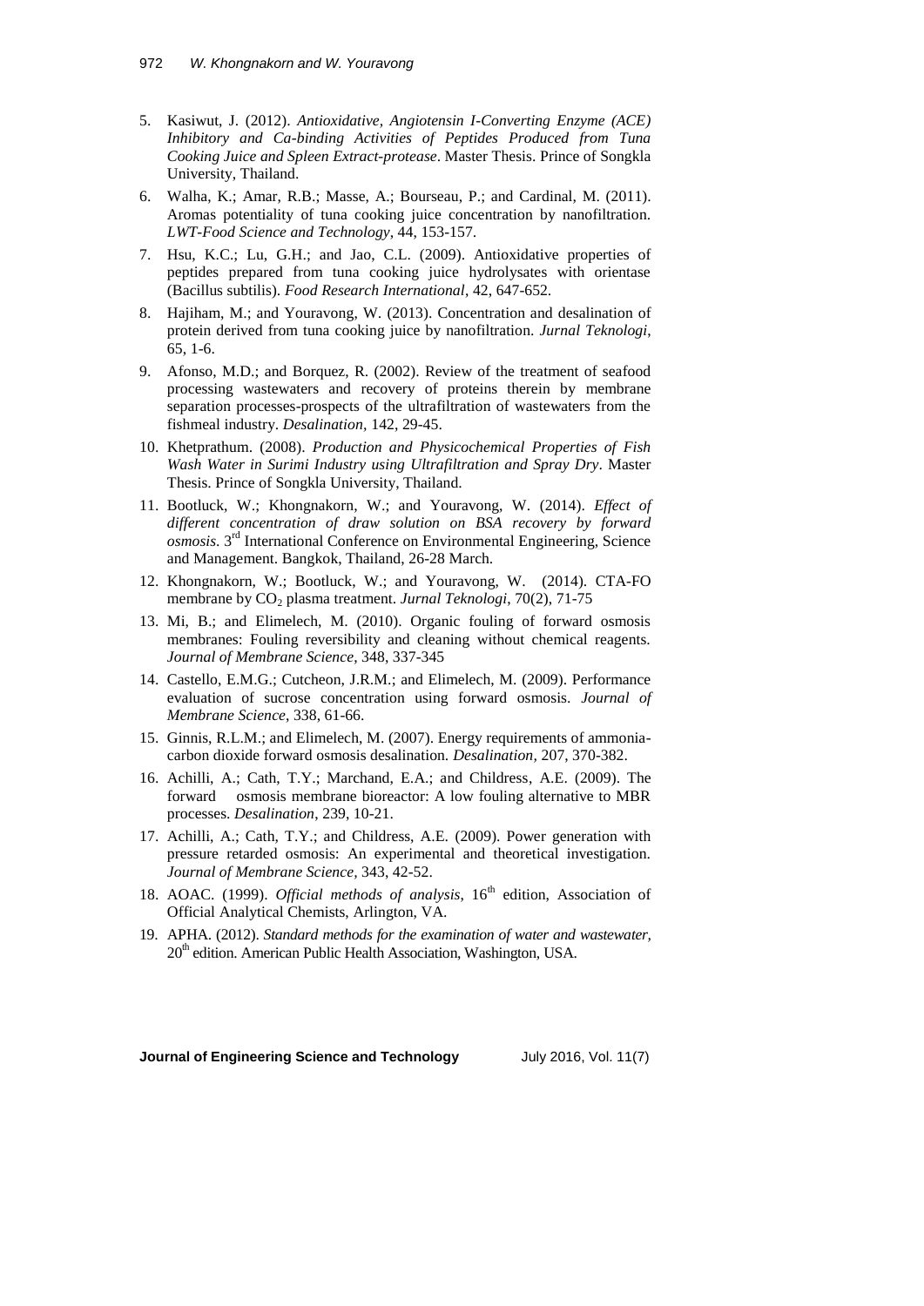5. Kasiwut, J. (2012). *Antioxidative, Angiotensin I-Converting Enzyme (ACE) Inhibitory and Ca-binding Activities of Peptides Produced from Tuna Cooking Juice and Spleen Extract-protease*. Master Thesis. Prince of Songkla University, Thailand.
6. Walha, K.; Amar, R.B.; Masse, A.; Bourseau, P.; and Cardinal, M. (2011). Aromas potentiality of tuna cooking juice concentration by nanofiltration. *LWT-Food Science and Technology*, 44, 153-157.
7. Hsu, K.C.; Lu, G.H.; and Jao, C.L. (2009). Antioxidative properties of peptides prepared from tuna cooking juice hydrolysates with orientase (Bacillus subtilis). *Food Research International*, 42, 647-652.
8. Hajiham, M.; and Youravong, W. (2013). Concentration and desalination of protein derived from tuna cooking juice by nanofiltration. *Jurnal Teknologi*, 65, 1-6.
9. Afonso, M.D.; and Borquez, R. (2002). Review of the treatment of seafood processing wastewaters and recovery of proteins therein by membrane separation processes-prospects of the ultrafiltration of wastewaters from the fishmeal industry. *Desalination*, 142, 29-45.
10. Khetprathum. (2008). *Production and Physicochemical Properties of Fish Wash Water in Surimi Industry using Ultrafiltration and Spray Dry*. Master Thesis. Prince of Songkla University, Thailand.
11. Bootluck, W.; Khongnakorn, W.; and Youravong, W. (2014). *Effect of different concentration of draw solution on BSA recovery by forward osmosis*. 3rd International Conference on Environmental Engineering, Science and Management. Bangkok, Thailand, 26-28 March.
12. Khongnakorn, W.; Bootluck, W.; and Youravong, W. (2014). CTA-FO membrane by $CO_2$ plasma treatment. *Jurnal Teknologi*, 70(2), 71-75
13. Mi, B.; and Elimelech, M. (2010). Organic fouling of forward osmosis membranes: Fouling reversibility and cleaning without chemical reagents. *Journal of Membrane Science*, 348, 337-345
14. Castello, E.M.G.; Cutcheon, J.R.M.; and Elimelech, M. (2009). Performance evaluation of sucrose concentration using forward osmosis. *Journal of Membrane Science*, 338, 61-66.
15. Ginnis, R.L.M.; and Elimelech, M. (2007). Energy requirements of ammonia-carbon dioxide forward osmosis desalination. *Desalination*, 207, 370-382.
16. Achilli, A.; Cath, T.Y.; Marchand, E.A.; and Childress, A.E. (2009). The forward osmosis membrane bioreactor: A low fouling alternative to MBR processes. *Desalination*, 239, 10-21.
17. Achilli, A.; Cath, T.Y.; and Childress, A.E. (2009). Power generation with pressure retarded osmosis: An experimental and theoretical investigation. *Journal of Membrane Science*, 343, 42-52.
18. AOAC. (1999). *Official methods of analysis*, 16th edition, Association of Official Analytical Chemists, Arlington, VA.
19. APHA. (2012). *Standard methods for the examination of water and wastewater*, 20th edition. American Public Health Association, Washington, USA.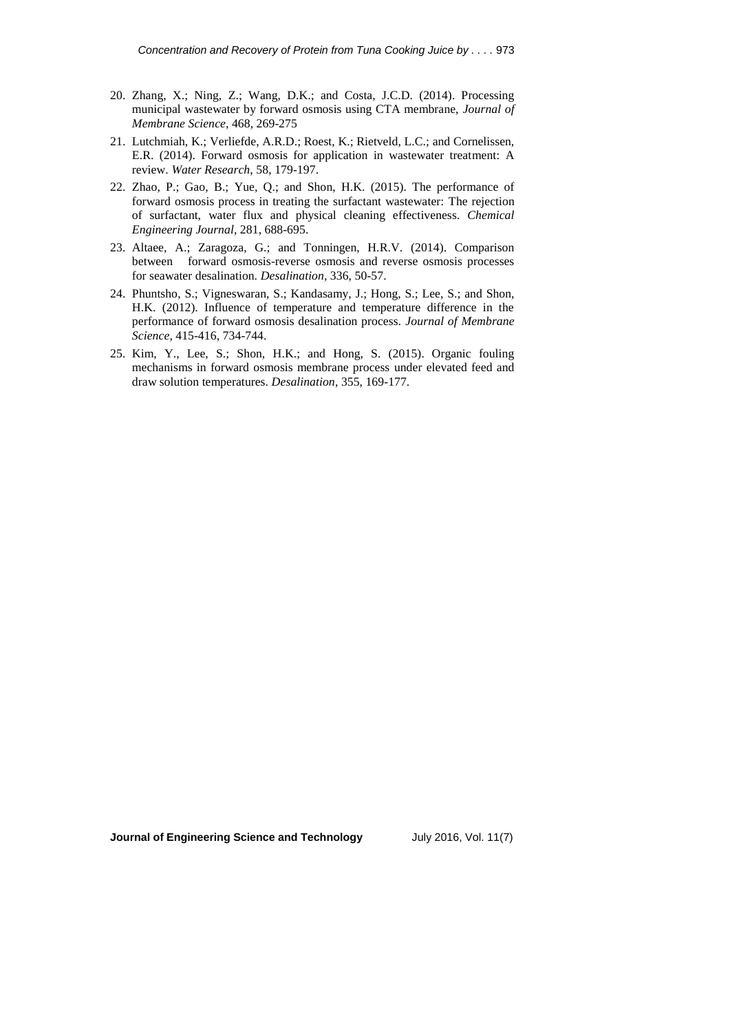20. Zhang, X.; Ning, Z.; Wang, D.K.; and Costa, J.C.D. (2014). Processing municipal wastewater by forward osmosis using CTA membrane, *Journal of Membrane Science*, 468, 269-275
21. Lutchmiah, K.; Verliefde, A.R.D.; Roest, K.; Rietveld, L.C.; and Cornelissen, E.R. (2014). Forward osmosis for application in wastewater treatment: A review. *Water Research*, 58, 179-197.
22. Zhao, P.; Gao, B.; Yue, Q.; and Shon, H.K. (2015). The performance of forward osmosis process in treating the surfactant wastewater: The rejection of surfactant, water flux and physical cleaning effectiveness. *Chemical Engineering Journal*, 281, 688-695.
23. Altaee, A.; Zaragoza, G.; and Tonningen, H.R.V. (2014). Comparison between forward osmosis-reverse osmosis and reverse osmosis processes for seawater desalination. *Desalination*, 336, 50-57.
24. Phuntsho, S.; Vigneswaran, S.; Kandasamy, J.; Hong, S.; Lee, S.; and Shon, H.K. (2012). Influence of temperature and temperature difference in the performance of forward osmosis desalination process. *Journal of Membrane Science*, 415-416, 734-744.
25. Kim, Y., Lee, S.; Shon, H.K.; and Hong, S. (2015). Organic fouling mechanisms in forward osmosis membrane process under elevated feed and draw solution temperatures. *Desalination*, 355, 169-177.